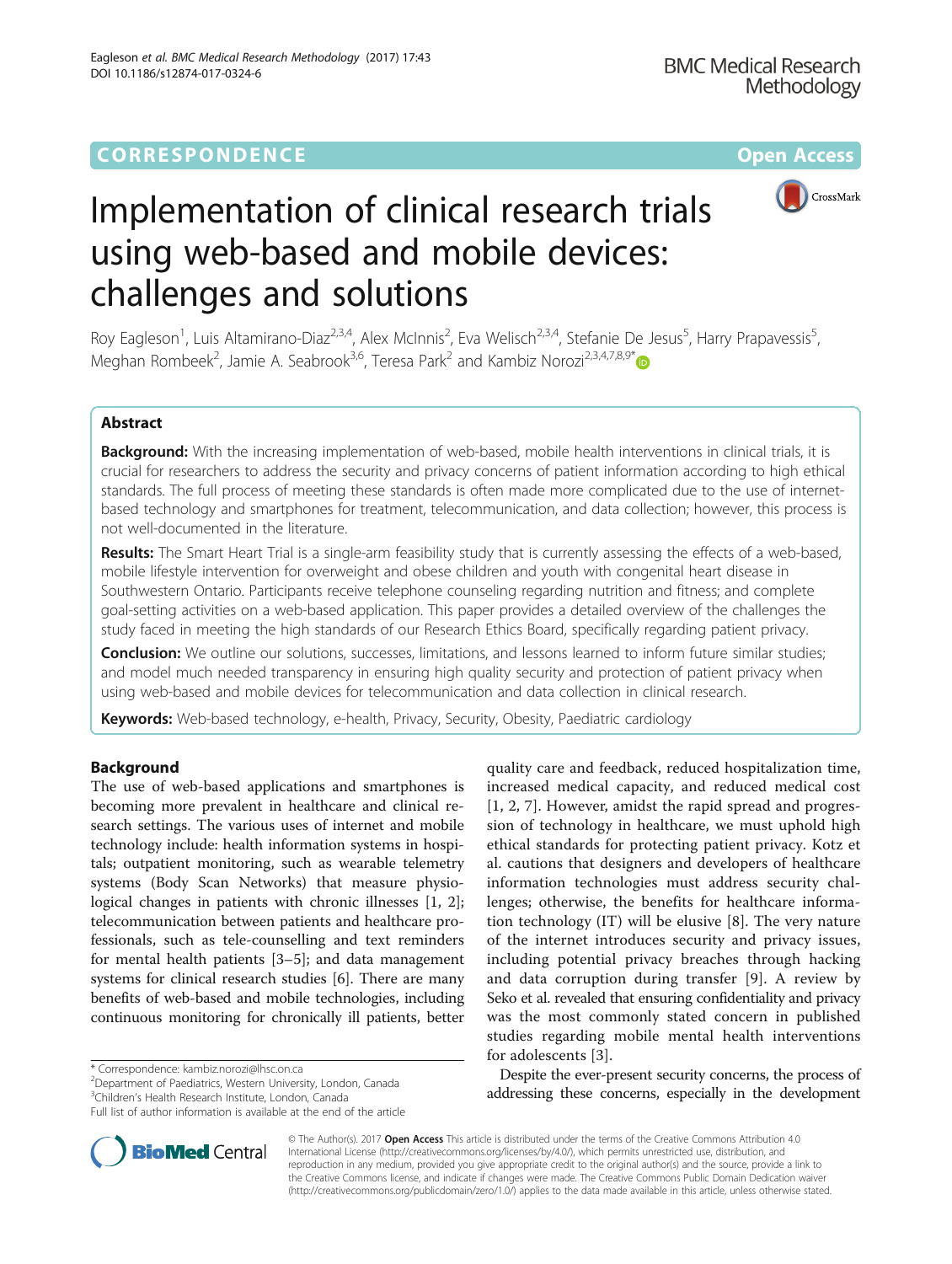CORRESPONDENCE Open Access

# Implementation of clinical research trials using web-based and mobile devices: challenges and solutions

Roy Eagleson[1], Luis Altamirano-Diaz[2,3,4], Alex McInnis[2], Eva Welisch[2,3,4], Stefanie De Jesus[5], Harry Prapavessis[5], Meghan Rombeek[2], Jamie A. Seabrook[3,6], Teresa Park[2] and Kambiz Norozi[2,3,4,7,8,9*]

## Abstract

**Background:** With the increasing implementation of web-based, mobile health interventions in clinical trials, it is crucial for researchers to address the security and privacy concerns of patient information according to high ethical standards. The full process of meeting these standards is often made more complicated due to the use of internet-based technology and smartphones for treatment, telecommunication, and data collection; however, this process is not well-documented in the literature.

**Results:** The Smart Heart Trial is a single-arm feasibility study that is currently assessing the effects of a web-based, mobile lifestyle intervention for overweight and obese children and youth with congenital heart disease in Southwestern Ontario. Participants receive telephone counseling regarding nutrition and fitness; and complete goal-setting activities on a web-based application. This paper provides a detailed overview of the challenges the study faced in meeting the high standards of our Research Ethics Board, specifically regarding patient privacy.

**Conclusion:** We outline our solutions, successes, limitations, and lessons learned to inform future similar studies; and model much needed transparency in ensuring high quality security and protection of patient privacy when using web-based and mobile devices for telecommunication and data collection in clinical research.

**Keywords:** Web-based technology, e-health, Privacy, Security, Obesity, Paediatric cardiology

## Background

The use of web-based applications and smartphones is becoming more prevalent in healthcare and clinical research settings. The various uses of internet and mobile technology include: health information systems in hospitals; outpatient monitoring, such as wearable telemetry systems (Body Scan Networks) that measure physiological changes in patients with chronic illnesses [1, 2]; telecommunication between patients and healthcare professionals, such as tele-counselling and text reminders for mental health patients [3–5]; and data management systems for clinical research studies [6]. There are many benefits of web-based and mobile technologies, including continuous monitoring for chronically ill patients, better quality care and feedback, reduced hospitalization time, increased medical capacity, and reduced medical cost [1, 2, 7]. However, amidst the rapid spread and progression of technology in healthcare, we must uphold high ethical standards for protecting patient privacy. Kotz et al. cautions that designers and developers of healthcare information technologies must address security challenges; otherwise, the benefits for healthcare information technology (IT) will be elusive [8]. The very nature of the internet introduces security and privacy issues, including potential privacy breaches through hacking and data corruption during transfer [9]. A review by Seko et al. revealed that ensuring confidentiality and privacy was the most commonly stated concern in published studies regarding mobile mental health interventions for adolescents [3].

Despite the ever-present security concerns, the process of addressing these concerns, especially in the development

\* Correspondence: kambiz.norozi@lhsc.on.ca
[2]Department of Paediatrics, Western University, London, Canada
[3]Children's Health Research Institute, London, Canada
Full list of author information is available at the end of the article

© The Author(s). 2017 **Open Access** This article is distributed under the terms of the Creative Commons Attribution 4.0 International License (http://creativecommons.org/licenses/by/4.0/), which permits unrestricted use, distribution, and reproduction in any medium, provided you give appropriate credit to the original author(s) and the source, provide a link to the Creative Commons license, and indicate if changes were made. The Creative Commons Public Domain Dedication waiver (http://creativecommons.org/publicdomain/zero/1.0/) applies to the data made available in this article, unless otherwise stated.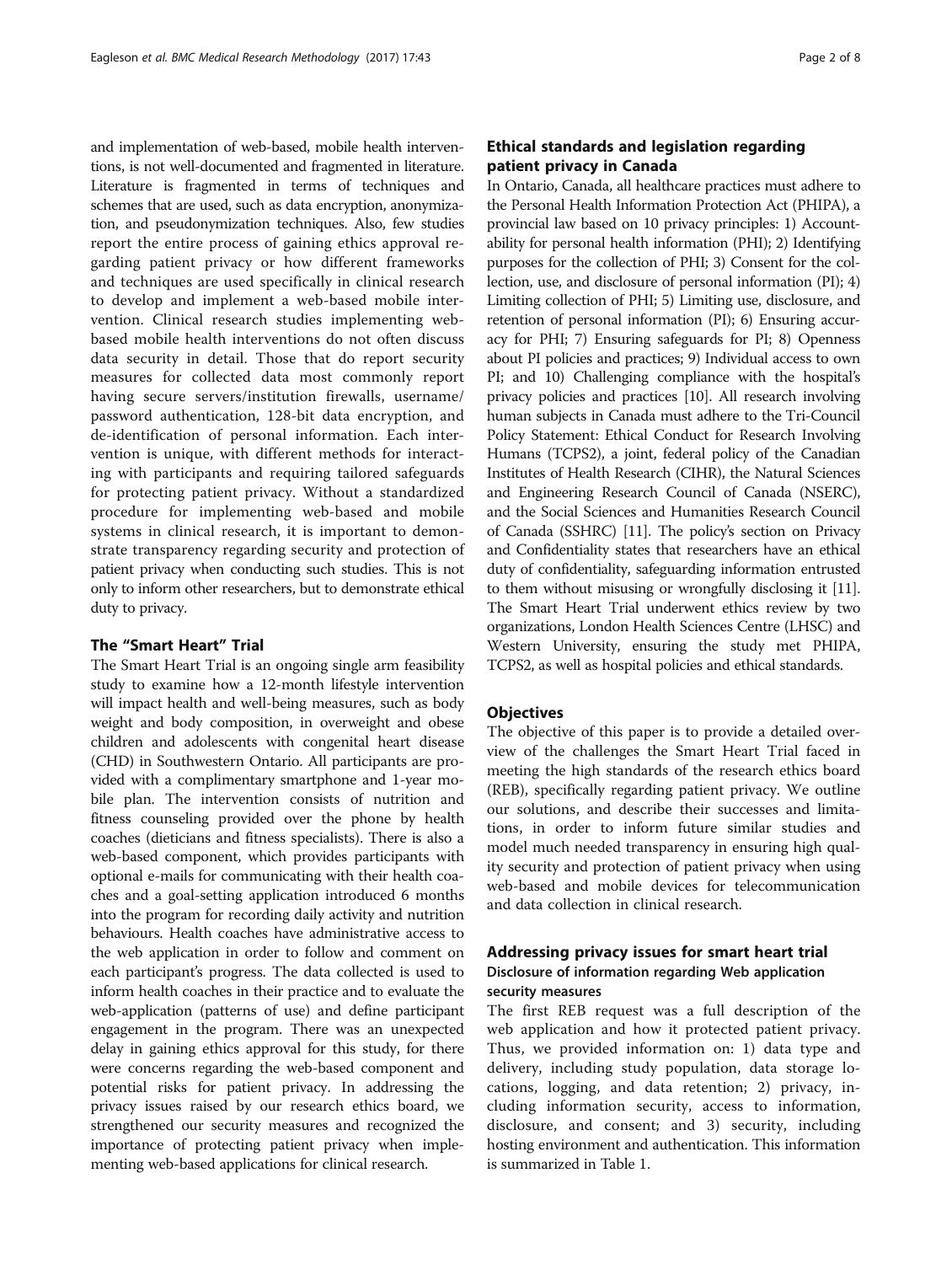and implementation of web-based, mobile health interventions, is not well-documented and fragmented in literature. Literature is fragmented in terms of techniques and schemes that are used, such as data encryption, anonymization, and pseudonymization techniques. Also, few studies report the entire process of gaining ethics approval regarding patient privacy or how different frameworks and techniques are used specifically in clinical research to develop and implement a web-based mobile intervention. Clinical research studies implementing web-based mobile health interventions do not often discuss data security in detail. Those that do report security measures for collected data most commonly report having secure servers/institution firewalls, username/password authentication, 128-bit data encryption, and de-identification of personal information. Each intervention is unique, with different methods for interacting with participants and requiring tailored safeguards for protecting patient privacy. Without a standardized procedure for implementing web-based and mobile systems in clinical research, it is important to demonstrate transparency regarding security and protection of patient privacy when conducting such studies. This is not only to inform other researchers, but to demonstrate ethical duty to privacy.

## The "Smart Heart" Trial

The Smart Heart Trial is an ongoing single arm feasibility study to examine how a 12-month lifestyle intervention will impact health and well-being measures, such as body weight and body composition, in overweight and obese children and adolescents with congenital heart disease (CHD) in Southwestern Ontario. All participants are provided with a complimentary smartphone and 1-year mobile plan. The intervention consists of nutrition and fitness counseling provided over the phone by health coaches (dieticians and fitness specialists). There is also a web-based component, which provides participants with optional e-mails for communicating with their health coaches and a goal-setting application introduced 6 months into the program for recording daily activity and nutrition behaviours. Health coaches have administrative access to the web application in order to follow and comment on each participant's progress. The data collected is used to inform health coaches in their practice and to evaluate the web-application (patterns of use) and define participant engagement in the program. There was an unexpected delay in gaining ethics approval for this study, for there were concerns regarding the web-based component and potential risks for patient privacy. In addressing the privacy issues raised by our research ethics board, we strengthened our security measures and recognized the importance of protecting patient privacy when implementing web-based applications for clinical research.

## Ethical standards and legislation regarding patient privacy in Canada

In Ontario, Canada, all healthcare practices must adhere to the Personal Health Information Protection Act (PHIPA), a provincial law based on 10 privacy principles: 1) Accountability for personal health information (PHI); 2) Identifying purposes for the collection of PHI; 3) Consent for the collection, use, and disclosure of personal information (PI); 4) Limiting collection of PHI; 5) Limiting use, disclosure, and retention of personal information (PI); 6) Ensuring accuracy for PHI; 7) Ensuring safeguards for PI; 8) Openness about PI policies and practices; 9) Individual access to own PI; and 10) Challenging compliance with the hospital's privacy policies and practices [10]. All research involving human subjects in Canada must adhere to the Tri-Council Policy Statement: Ethical Conduct for Research Involving Humans (TCPS2), a joint, federal policy of the Canadian Institutes of Health Research (CIHR), the Natural Sciences and Engineering Research Council of Canada (NSERC), and the Social Sciences and Humanities Research Council of Canada (SSHRC) [11]. The policy's section on Privacy and Confidentiality states that researchers have an ethical duty of confidentiality, safeguarding information entrusted to them without misusing or wrongfully disclosing it [11]. The Smart Heart Trial underwent ethics review by two organizations, London Health Sciences Centre (LHSC) and Western University, ensuring the study met PHIPA, TCPS2, as well as hospital policies and ethical standards.

## Objectives

The objective of this paper is to provide a detailed overview of the challenges the Smart Heart Trial faced in meeting the high standards of the research ethics board (REB), specifically regarding patient privacy. We outline our solutions, and describe their successes and limitations, in order to inform future similar studies and model much needed transparency in ensuring high quality security and protection of patient privacy when using web-based and mobile devices for telecommunication and data collection in clinical research.

## Addressing privacy issues for smart heart trial

### Disclosure of information regarding Web application security measures

The first REB request was a full description of the web application and how it protected patient privacy. Thus, we provided information on: 1) data type and delivery, including study population, data storage locations, logging, and data retention; 2) privacy, including information security, access to information, disclosure, and consent; and 3) security, including hosting environment and authentication. This information is summarized in Table 1.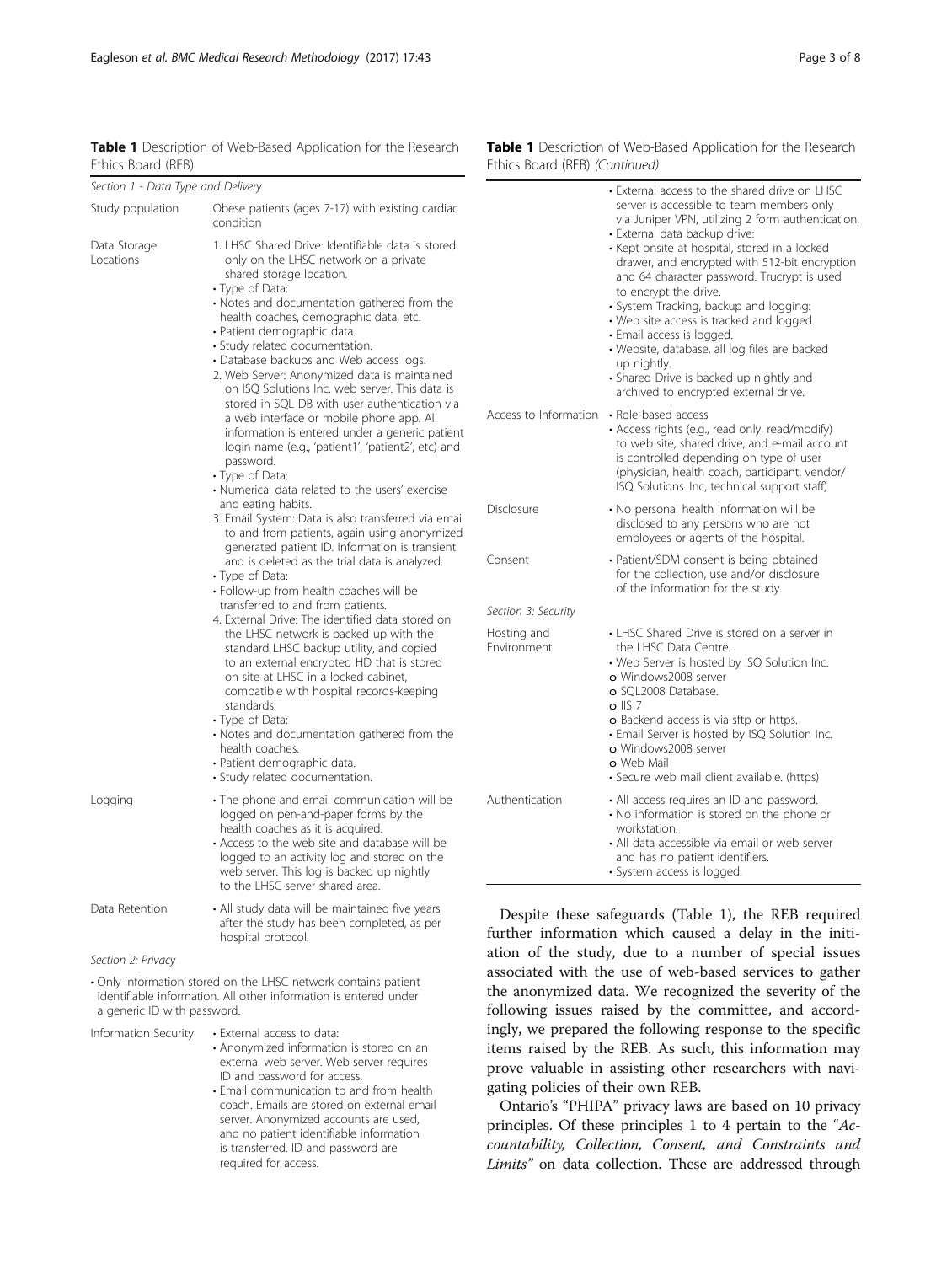**Table 1** Description of Web-Based Application for the Research Ethics Board (REB)

| | |
|---|---|
| *Section 1 - Data Type and Delivery* | |
| Study population | Obese patients (ages 7-17) with existing cardiac condition |
| Data Storage Locations | 1. LHSC Shared Drive: Identifiable data is stored only on the LHSC network on a private shared storage location.<br>• Type of Data:<br>• Notes and documentation gathered from the health coaches, demographic data, etc.<br>• Patient demographic data.<br>• Study related documentation.<br>• Database backups and Web access logs.<br>2. Web Server: Anonymized data is maintained on ISQ Solutions Inc. web server. This data is stored in SQL DB with user authentication via a web interface or mobile phone app. All information is entered under a generic patient login name (e.g., 'patient1', 'patient2', etc) and password.<br>• Type of Data:<br>• Numerical data related to the users' exercise and eating habits.<br>3. Email System: Data is also transferred via email to and from patients, again using anonymized generated patient ID. Information is transient and is deleted as the trial data is analyzed.<br>• Type of Data:<br>• Follow-up from health coaches will be transferred to and from patients.<br>4. External Drive: The identified data stored on the LHSC network is backed up with the standard LHSC backup utility, and copied to an external encrypted HD that is stored on site at LHSC in a locked cabinet, compatible with hospital records-keeping standards.<br>• Type of Data:<br>• Notes and documentation gathered from the health coaches.<br>• Patient demographic data.<br>• Study related documentation. |
| Logging | • The phone and email communication will be logged on pen-and-paper forms by the health coaches as it is acquired.<br>• Access to the web site and database will be logged to an activity log and stored on the web server. This log is backed up nightly to the LHSC server shared area. |
| Data Retention | • All study data will be maintained five years after the study has been completed, as per hospital protocol. |
| *Section 2: Privacy* | |
| • Only information stored on the LHSC network contains patient identifiable information. All other information is entered under a generic ID with password. | |
| Information Security | • External access to data:<br>• Anonymized information is stored on an external web server. Web server requires ID and password for access.<br>• Email communication to and from health coach. Emails are stored on external email server. Anonymized accounts are used, and no patient identifiable information is transferred. ID and password are required for access.<br>• External access to the shared drive on LHSC server is accessible to team members only via Juniper VPN, utilizing 2 form authentication.<br>• External data backup drive:<br>• Kept onsite at hospital, stored in a locked drawer, and encrypted with 512-bit encryption and 64 character password. Trucrypt is used to encrypt the drive.<br>• System Tracking, backup and logging:<br>• Web site access is tracked and logged.<br>• Email access is logged.<br>• Website, database, all log files are backed up nightly.<br>• Shared Drive is backed up nightly and archived to encrypted external drive. |
| Access to Information | • Role-based access<br>• Access rights (e.g., read only, read/modify) to web site, shared drive, and e-mail account is controlled depending on type of user (physician, health coach, participant, vendor/ ISQ Solutions. Inc, technical support staff) |
| Disclosure | • No personal health information will be disclosed to any persons who are not employees or agents of the hospital. |
| Consent | • Patient/SDM consent is being obtained for the collection, use and/or disclosure of the information for the study. |
| *Section 3: Security* | |
| Hosting and Environment | • LHSC Shared Drive is stored on a server in the LHSC Data Centre.<br>• Web Server is hosted by ISQ Solution Inc.<br>o Windows2008 server<br>o SQL2008 Database.<br>o IIS 7<br>o Backend access is via sftp or https.<br>• Email Server is hosted by ISQ Solution Inc.<br>o Windows2008 server<br>o Web Mail<br>• Secure web mail client available. (https) |
| Authentication | • All access requires an ID and password.<br>• No information is stored on the phone or workstation.<br>• All data accessible via email or web server and has no patient identifiers.<br>• System access is logged. |

Despite these safeguards (Table 1), the REB required further information which caused a delay in the initiation of the study, due to a number of special issues associated with the use of web-based services to gather the anonymized data. We recognized the severity of the following issues raised by the committee, and accordingly, we prepared the following response to the specific items raised by the REB. As such, this information may prove valuable in assisting other researchers with navigating policies of their own REB.

Ontario's "PHIPA" privacy laws are based on 10 privacy principles. Of these principles 1 to 4 pertain to the "*Accountability, Collection, Consent, and Constraints and Limits*" on data collection. These are addressed through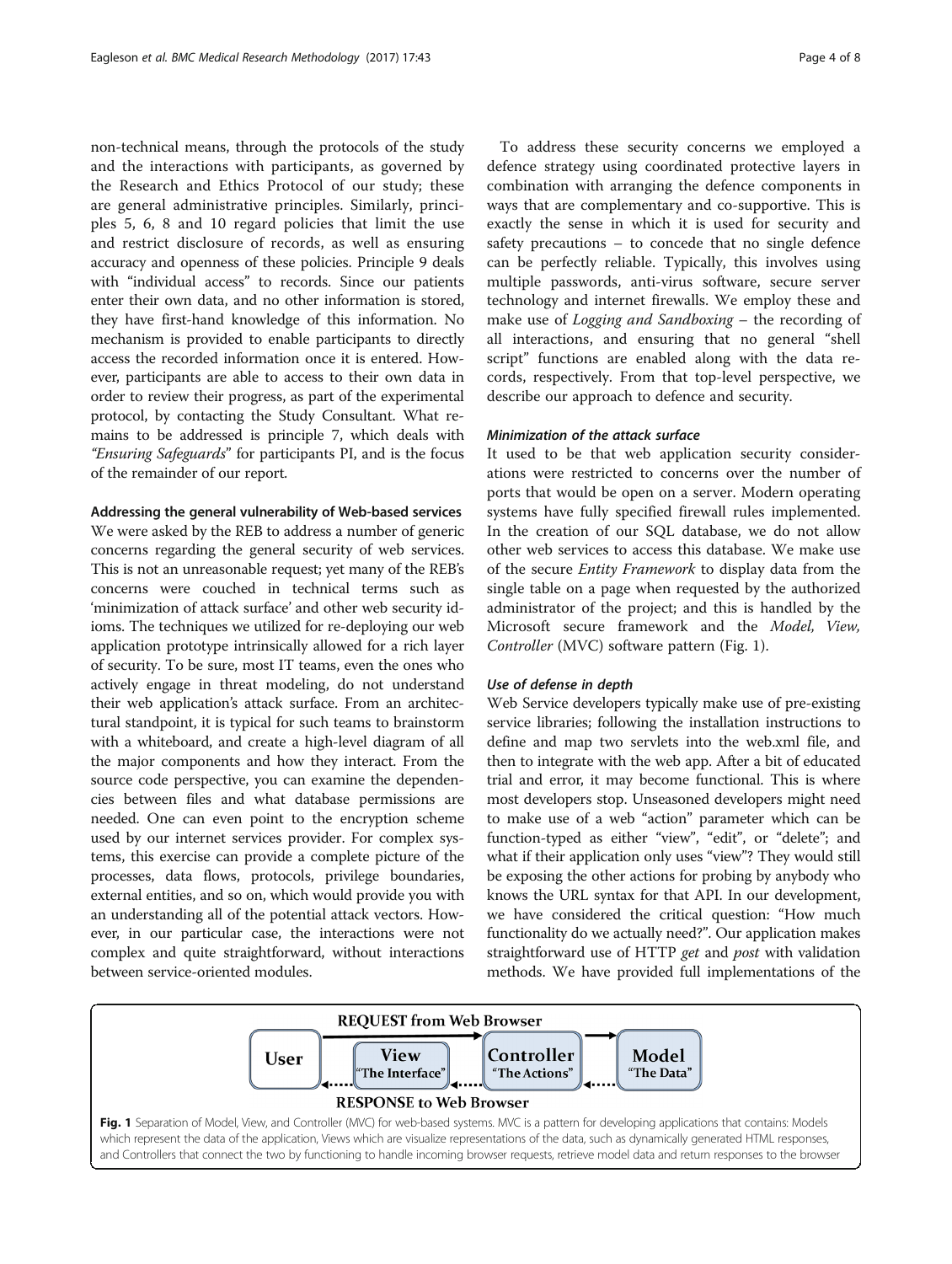non-technical means, through the protocols of the study and the interactions with participants, as governed by the Research and Ethics Protocol of our study; these are general administrative principles. Similarly, principles 5, 6, 8 and 10 regard policies that limit the use and restrict disclosure of records, as well as ensuring accuracy and openness of these policies. Principle 9 deals with "individual access" to records. Since our patients enter their own data, and no other information is stored, they have first-hand knowledge of this information. No mechanism is provided to enable participants to directly access the recorded information once it is entered. However, participants are able to access to their own data in order to review their progress, as part of the experimental protocol, by contacting the Study Consultant. What remains to be addressed is principle 7, which deals with *"Ensuring Safeguards"* for participants PI, and is the focus of the remainder of our report.

### Addressing the general vulnerability of Web-based services

We were asked by the REB to address a number of generic concerns regarding the general security of web services. This is not an unreasonable request; yet many of the REB's concerns were couched in technical terms such as 'minimization of attack surface' and other web security idioms. The techniques we utilized for re-deploying our web application prototype intrinsically allowed for a rich layer of security. To be sure, most IT teams, even the ones who actively engage in threat modeling, do not understand their web application's attack surface. From an architectural standpoint, it is typical for such teams to brainstorm with a whiteboard, and create a high-level diagram of all the major components and how they interact. From the source code perspective, you can examine the dependencies between files and what database permissions are needed. One can even point to the encryption scheme used by our internet services provider. For complex systems, this exercise can provide a complete picture of the processes, data flows, protocols, privilege boundaries, external entities, and so on, which would provide you with an understanding all of the potential attack vectors. However, in our particular case, the interactions were not complex and quite straightforward, without interactions between service-oriented modules.

To address these security concerns we employed a defence strategy using coordinated protective layers in combination with arranging the defence components in ways that are complementary and co-supportive. This is exactly the sense in which it is used for security and safety precautions – to concede that no single defence can be perfectly reliable. Typically, this involves using multiple passwords, anti-virus software, secure server technology and internet firewalls. We employ these and make use of *Logging and Sandboxing* – the recording of all interactions, and ensuring that no general "shell script" functions are enabled along with the data records, respectively. From that top-level perspective, we describe our approach to defence and security.

#### *Minimization of the attack surface*

It used to be that web application security considerations were restricted to concerns over the number of ports that would be open on a server. Modern operating systems have fully specified firewall rules implemented. In the creation of our SQL database, we do not allow other web services to access this database. We make use of the secure *Entity Framework* to display data from the single table on a page when requested by the authorized administrator of the project; and this is handled by the Microsoft secure framework and the *Model, View, Controller* (MVC) software pattern (Fig. 1).

#### *Use of defense in depth*

Web Service developers typically make use of pre-existing service libraries; following the installation instructions to define and map two servlets into the web.xml file, and then to integrate with the web app. After a bit of educated trial and error, it may become functional. This is where most developers stop. Unseasoned developers might need to make use of a web "action" parameter which can be function-typed as either "view", "edit", or "delete"; and what if their application only uses "view"? They would still be exposing the other actions for probing by anybody who knows the URL syntax for that API. In our development, we have considered the critical question: "How much functionality do we actually need?". Our application makes straightforward use of HTTP *get* and *post* with validation methods. We have provided full implementations of the

**Fig. 1** Separation of Model, View, and Controller (MVC) for web-based systems. MVC is a pattern for developing applications that contains: Models which represent the data of the application, Views which are visualize representations of the data, such as dynamically generated HTML responses, and Controllers that connect the two by functioning to handle incoming browser requests, retrieve model data and return responses to the browser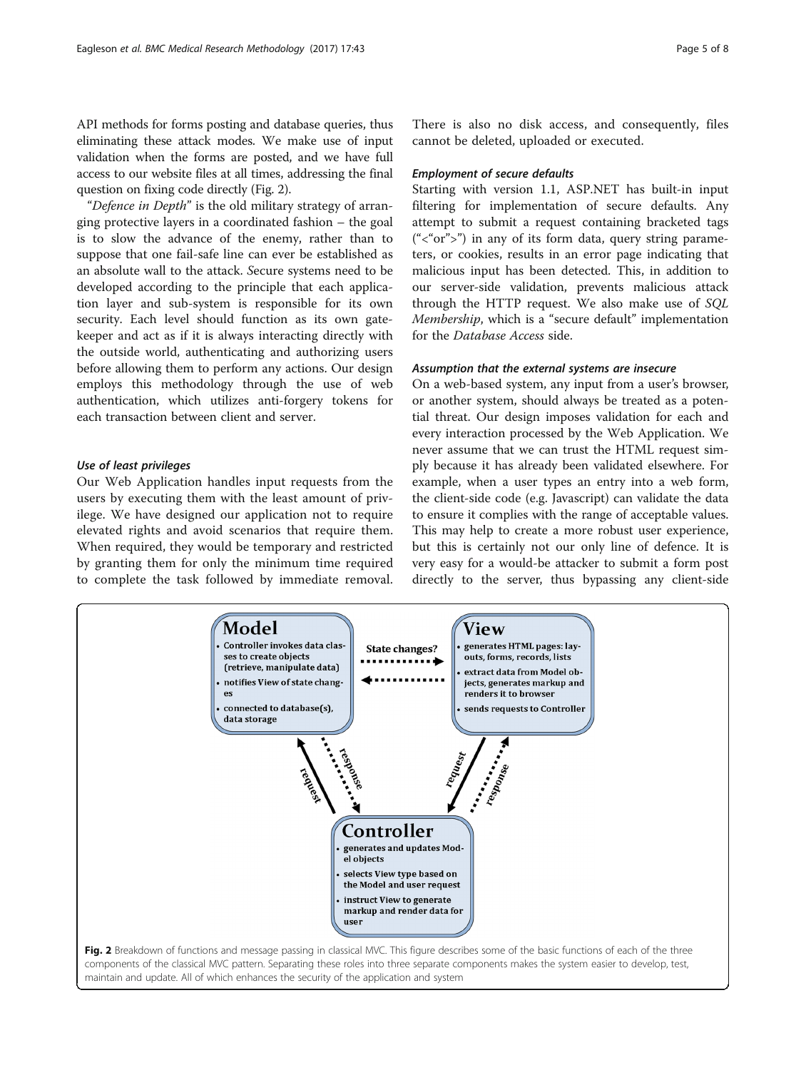API methods for forms posting and database queries, thus eliminating these attack modes. We make use of input validation when the forms are posted, and we have full access to our website files at all times, addressing the final question on fixing code directly (Fig. 2).

"*Defence in Depth*" is the old military strategy of arranging protective layers in a coordinated fashion – the goal is to slow the advance of the enemy, rather than to suppose that one fail-safe line can ever be established as an absolute wall to the attack. Secure systems need to be developed according to the principle that each application layer and sub-system is responsible for its own security. Each level should function as its own gatekeeper and act as if it is always interacting directly with the outside world, authenticating and authorizing users before allowing them to perform any actions. Our design employs this methodology through the use of web authentication, which utilizes anti-forgery tokens for each transaction between client and server.

#### *Use of least privileges*

Our Web Application handles input requests from the users by executing them with the least amount of privilege. We have designed our application not to require elevated rights and avoid scenarios that require them. When required, they would be temporary and restricted by granting them for only the minimum time required to complete the task followed by immediate removal. There is also no disk access, and consequently, files cannot be deleted, uploaded or executed.

#### *Employment of secure defaults*

Starting with version 1.1, ASP.NET has built-in input filtering for implementation of secure defaults. Any attempt to submit a request containing bracketed tags ("<"or">") in any of its form data, query string parameters, or cookies, results in an error page indicating that malicious input has been detected. This, in addition to our server-side validation, prevents malicious attack through the HTTP request. We also make use of *SQL Membership*, which is a "secure default" implementation for the *Database Access* side.

#### *Assumption that the external systems are insecure*

On a web-based system, any input from a user's browser, or another system, should always be treated as a potential threat. Our design imposes validation for each and every interaction processed by the Web Application. We never assume that we can trust the HTML request simply because it has already been validated elsewhere. For example, when a user types an entry into a web form, the client-side code (e.g. Javascript) can validate the data to ensure it complies with the range of acceptable values. This may help to create a more robust user experience, but this is certainly not our only line of defence. It is very easy for a would-be attacker to submit a form post directly to the server, thus bypassing any client-side

**Model**
- Controller invokes data classes to create objects (retrieve, manipulate data)
- notifies View of state changes
- connected to database(s), data storage

**View**
- generates HTML pages: layouts, forms, records, lists
- extract data from Model objects, generates markup and renders it to browser
- sends requests to Controller

**Controller**
- generates and updates Model objects
- selects View type based on the Model and user request
- instruct View to generate markup and render data for user

State changes? / request / response

**Fig. 2** Breakdown of functions and message passing in classical MVC. This figure describes some of the basic functions of each of the three components of the classical MVC pattern. Separating these roles into three separate components makes the system easier to develop, test, maintain and update. All of which enhances the security of the application and system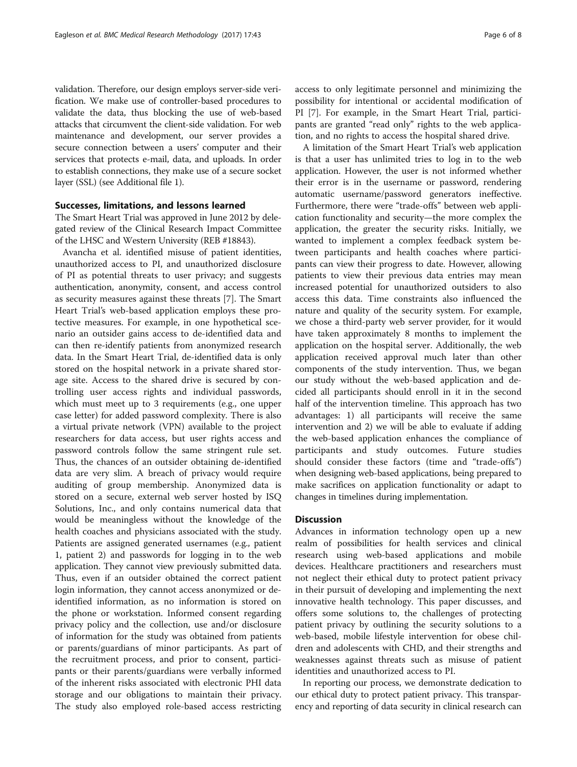validation. Therefore, our design employs server-side verification. We make use of controller-based procedures to validate the data, thus blocking the use of web-based attacks that circumvent the client-side validation. For web maintenance and development, our server provides a secure connection between a users' computer and their services that protects e-mail, data, and uploads. In order to establish connections, they make use of a secure socket layer (SSL) (see Additional file 1).

## Successes, limitations, and lessons learned

The Smart Heart Trial was approved in June 2012 by delegated review of the Clinical Research Impact Committee of the LHSC and Western University (REB #18843).

Avancha et al. identified misuse of patient identities, unauthorized access to PI, and unauthorized disclosure of PI as potential threats to user privacy; and suggests authentication, anonymity, consent, and access control as security measures against these threats [7]. The Smart Heart Trial's web-based application employs these protective measures. For example, in one hypothetical scenario an outsider gains access to de-identified data and can then re-identify patients from anonymized research data. In the Smart Heart Trial, de-identified data is only stored on the hospital network in a private shared storage site. Access to the shared drive is secured by controlling user access rights and individual passwords, which must meet up to 3 requirements (e.g., one upper case letter) for added password complexity. There is also a virtual private network (VPN) available to the project researchers for data access, but user rights access and password controls follow the same stringent rule set. Thus, the chances of an outsider obtaining de-identified data are very slim. A breach of privacy would require auditing of group membership. Anonymized data is stored on a secure, external web server hosted by ISQ Solutions, Inc., and only contains numerical data that would be meaningless without the knowledge of the health coaches and physicians associated with the study. Patients are assigned generated usernames (e.g., patient 1, patient 2) and passwords for logging in to the web application. They cannot view previously submitted data. Thus, even if an outsider obtained the correct patient login information, they cannot access anonymized or de-identified information, as no information is stored on the phone or workstation. Informed consent regarding privacy policy and the collection, use and/or disclosure of information for the study was obtained from patients or parents/guardians of minor participants. As part of the recruitment process, and prior to consent, participants or their parents/guardians were verbally informed of the inherent risks associated with electronic PHI data storage and our obligations to maintain their privacy. The study also employed role-based access restricting access to only legitimate personnel and minimizing the possibility for intentional or accidental modification of PI [7]. For example, in the Smart Heart Trial, participants are granted "read only" rights to the web application, and no rights to access the hospital shared drive.

A limitation of the Smart Heart Trial's web application is that a user has unlimited tries to log in to the web application. However, the user is not informed whether their error is in the username or password, rendering automatic username/password generators ineffective. Furthermore, there were "trade-offs" between web application functionality and security—the more complex the application, the greater the security risks. Initially, we wanted to implement a complex feedback system between participants and health coaches where participants can view their progress to date. However, allowing patients to view their previous data entries may mean increased potential for unauthorized outsiders to also access this data. Time constraints also influenced the nature and quality of the security system. For example, we chose a third-party web server provider, for it would have taken approximately 8 months to implement the application on the hospital server. Additionally, the web application received approval much later than other components of the study intervention. Thus, we began our study without the web-based application and decided all participants should enroll in it in the second half of the intervention timeline. This approach has two advantages: 1) all participants will receive the same intervention and 2) we will be able to evaluate if adding the web-based application enhances the compliance of participants and study outcomes. Future studies should consider these factors (time and "trade-offs") when designing web-based applications, being prepared to make sacrifices on application functionality or adapt to changes in timelines during implementation.

## Discussion

Advances in information technology open up a new realm of possibilities for health services and clinical research using web-based applications and mobile devices. Healthcare practitioners and researchers must not neglect their ethical duty to protect patient privacy in their pursuit of developing and implementing the next innovative health technology. This paper discusses, and offers some solutions to, the challenges of protecting patient privacy by outlining the security solutions to a web-based, mobile lifestyle intervention for obese children and adolescents with CHD, and their strengths and weaknesses against threats such as misuse of patient identities and unauthorized access to PI.

In reporting our process, we demonstrate dedication to our ethical duty to protect patient privacy. This transparency and reporting of data security in clinical research can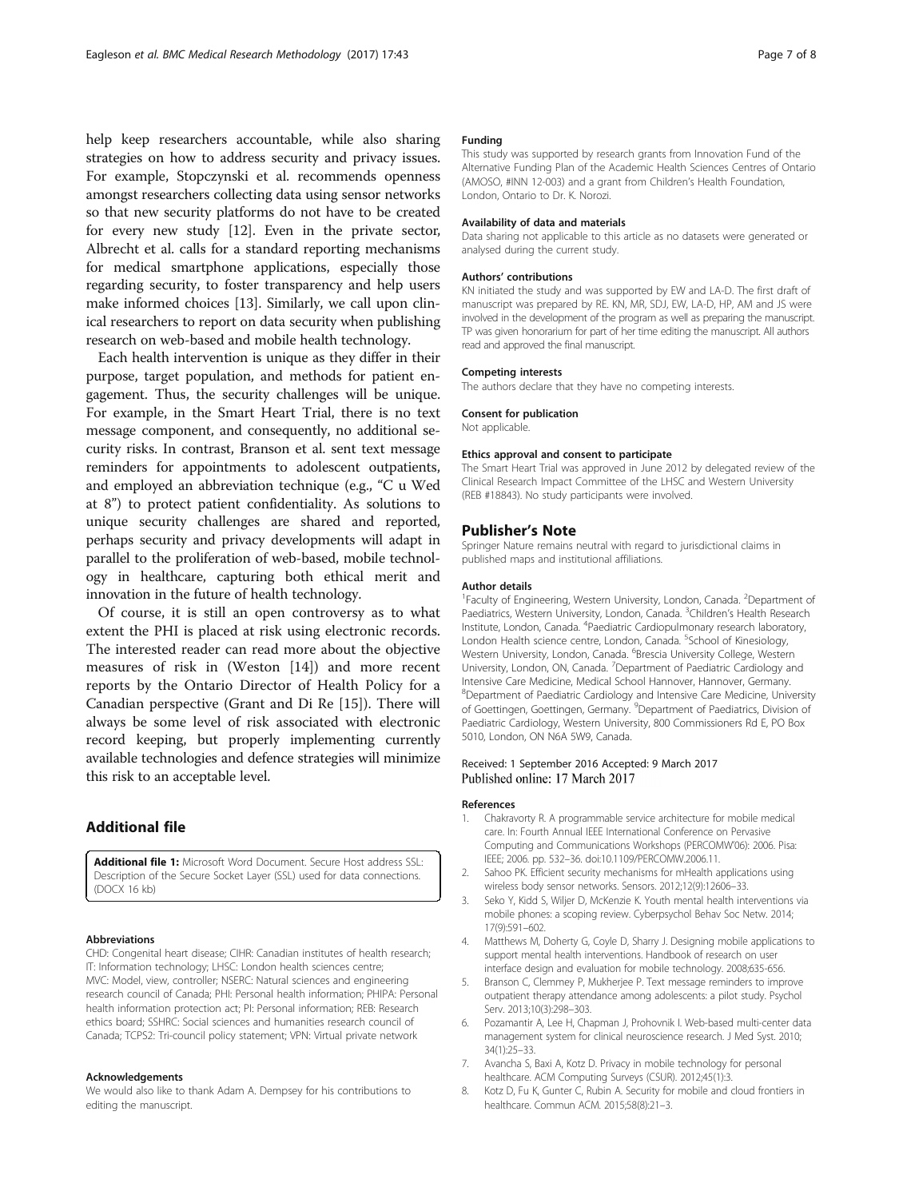help keep researchers accountable, while also sharing strategies on how to address security and privacy issues. For example, Stopczynski et al. recommends openness amongst researchers collecting data using sensor networks so that new security platforms do not have to be created for every new study [12]. Even in the private sector, Albrecht et al. calls for a standard reporting mechanisms for medical smartphone applications, especially those regarding security, to foster transparency and help users make informed choices [13]. Similarly, we call upon clinical researchers to report on data security when publishing research on web-based and mobile health technology.

Each health intervention is unique as they differ in their purpose, target population, and methods for patient engagement. Thus, the security challenges will be unique. For example, in the Smart Heart Trial, there is no text message component, and consequently, no additional security risks. In contrast, Branson et al. sent text message reminders for appointments to adolescent outpatients, and employed an abbreviation technique (e.g., "C u Wed at 8") to protect patient confidentiality. As solutions to unique security challenges are shared and reported, perhaps security and privacy developments will adapt in parallel to the proliferation of web-based, mobile technology in healthcare, capturing both ethical merit and innovation in the future of health technology.

Of course, it is still an open controversy as to what extent the PHI is placed at risk using electronic records. The interested reader can read more about the objective measures of risk in (Weston [14]) and more recent reports by the Ontario Director of Health Policy for a Canadian perspective (Grant and Di Re [15]). There will always be some level of risk associated with electronic record keeping, but properly implementing currently available technologies and defence strategies will minimize this risk to an acceptable level.

## Additional file

**Additional file 1:** Microsoft Word Document. Secure Host address SSL: Description of the Secure Socket Layer (SSL) used for data connections. (DOCX 16 kb)

#### Abbreviations

CHD: Congenital heart disease; CIHR: Canadian institutes of health research; IT: Information technology; LHSC: London health sciences centre; MVC: Model, view, controller; NSERC: Natural sciences and engineering research council of Canada; PHI: Personal health information; PHIPA: Personal health information protection act; PI: Personal information; REB: Research ethics board; SSHRC: Social sciences and humanities research council of Canada; TCPS2: Tri-council policy statement; VPN: Virtual private network

#### Acknowledgements

We would also like to thank Adam A. Dempsey for his contributions to editing the manuscript.

#### Funding

This study was supported by research grants from Innovation Fund of the Alternative Funding Plan of the Academic Health Sciences Centres of Ontario (AMOSO, #INN 12-003) and a grant from Children's Health Foundation, London, Ontario to Dr. K. Norozi.

#### Availability of data and materials

Data sharing not applicable to this article as no datasets were generated or analysed during the current study.

#### Authors' contributions

KN initiated the study and was supported by EW and LA-D. The first draft of manuscript was prepared by RE. KN, MR, SDJ, EW, LA-D, HP, AM and JS were involved in the development of the program as well as preparing the manuscript. TP was given honorarium for part of her time editing the manuscript. All authors read and approved the final manuscript.

#### Competing interests

The authors declare that they have no competing interests.

#### Consent for publication

Not applicable.

#### Ethics approval and consent to participate

The Smart Heart Trial was approved in June 2012 by delegated review of the Clinical Research Impact Committee of the LHSC and Western University (REB #18843). No study participants were involved.

## Publisher's Note

Springer Nature remains neutral with regard to jurisdictional claims in published maps and institutional affiliations.

#### Author details

[1]Faculty of Engineering, Western University, London, Canada. [2]Department of Paediatrics, Western University, London, Canada. [3]Children's Health Research Institute, London, Canada. [4]Paediatric Cardiopulmonary research laboratory, London Health science centre, London, Canada. [5]School of Kinesiology, Western University, London, Canada. [6]Brescia University College, Western University, London, ON, Canada. [7]Department of Paediatric Cardiology and Intensive Care Medicine, Medical School Hannover, Hannover, Germany. [8]Department of Paediatric Cardiology and Intensive Care Medicine, University of Goettingen, Goettingen, Germany. [9]Department of Paediatrics, Division of Paediatric Cardiology, Western University, 800 Commissioners Rd E, PO Box 5010, London, ON N6A 5W9, Canada.

Received: 1 September 2016 Accepted: 9 March 2017
Published online: 17 March 2017

#### References

1. Chakravorty R. A programmable service architecture for mobile medical care. In: Fourth Annual IEEE International Conference on Pervasive Computing and Communications Workshops (PERCOMW'06): 2006. Pisa: IEEE; 2006. pp. 532–36. doi:10.1109/PERCOMW.2006.11.
2. Sahoo PK. Efficient security mechanisms for mHealth applications using wireless body sensor networks. Sensors. 2012;12(9):12606–33.
3. Seko Y, Kidd S, Wiljer D, McKenzie K. Youth mental health interventions via mobile phones: a scoping review. Cyberpsychol Behav Soc Netw. 2014; 17(9):591–602.
4. Matthews M, Doherty G, Coyle D, Sharry J. Designing mobile applications to support mental health interventions. Handbook of research on user interface design and evaluation for mobile technology. 2008;635-656.
5. Branson C, Clemmey P, Mukherjee P. Text message reminders to improve outpatient therapy attendance among adolescents: a pilot study. Psychol Serv. 2013;10(3):298–303.
6. Pozamantir A, Lee H, Chapman J, Prohovnik I. Web-based multi-center data management system for clinical neuroscience research. J Med Syst. 2010; 34(1):25–33.
7. Avancha S, Baxi A, Kotz D. Privacy in mobile technology for personal healthcare. ACM Computing Surveys (CSUR). 2012;45(1):3.
8. Kotz D, Fu K, Gunter C, Rubin A. Security for mobile and cloud frontiers in healthcare. Commun ACM. 2015;58(8):21–3.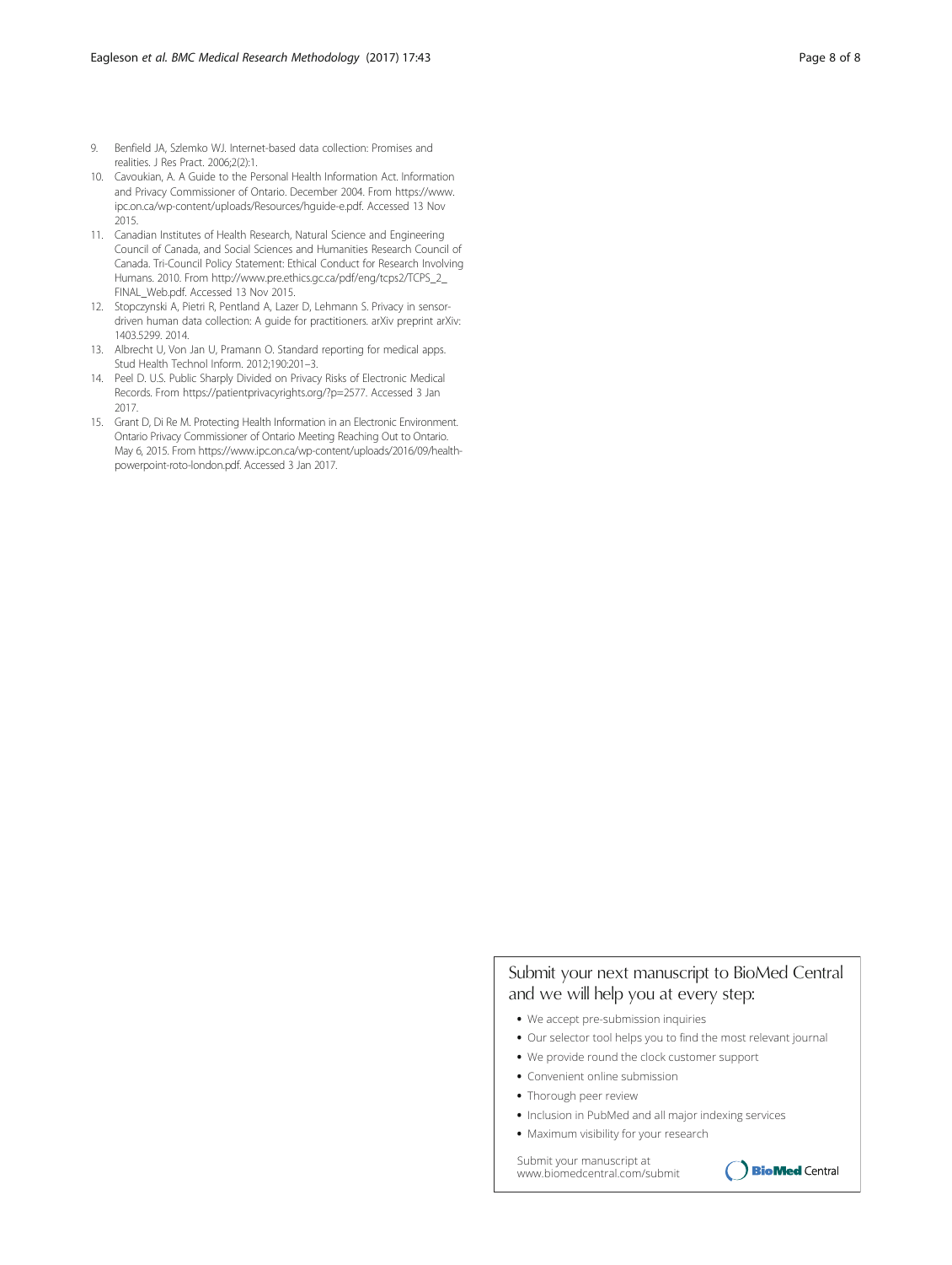9. Benfield JA, Szlemko WJ. Internet-based data collection: Promises and realities. J Res Pract. 2006;2(2):1.
10. Cavoukian, A. A Guide to the Personal Health Information Act. Information and Privacy Commissioner of Ontario. December 2004. From https://www.ipc.on.ca/wp-content/uploads/Resources/hguide-e.pdf. Accessed 13 Nov 2015.
11. Canadian Institutes of Health Research, Natural Science and Engineering Council of Canada, and Social Sciences and Humanities Research Council of Canada. Tri-Council Policy Statement: Ethical Conduct for Research Involving Humans. 2010. From http://www.pre.ethics.gc.ca/pdf/eng/tcps2/TCPS_2_FINAL_Web.pdf. Accessed 13 Nov 2015.
12. Stopczynski A, Pietri R, Pentland A, Lazer D, Lehmann S. Privacy in sensor-driven human data collection: A guide for practitioners. arXiv preprint arXiv: 1403.5299. 2014.
13. Albrecht U, Von Jan U, Pramann O. Standard reporting for medical apps. Stud Health Technol Inform. 2012;190:201–3.
14. Peel D. U.S. Public Sharply Divided on Privacy Risks of Electronic Medical Records. From https://patientprivacyrights.org/?p=2577. Accessed 3 Jan 2017.
15. Grant D, Di Re M. Protecting Health Information in an Electronic Environment. Ontario Privacy Commissioner of Ontario Meeting Reaching Out to Ontario. May 6, 2015. From https://www.ipc.on.ca/wp-content/uploads/2016/09/health-powerpoint-roto-london.pdf. Accessed 3 Jan 2017.

Submit your next manuscript to BioMed Central and we will help you at every step:

- We accept pre-submission inquiries
- Our selector tool helps you to find the most relevant journal
- We provide round the clock customer support
- Convenient online submission
- Thorough peer review
- Inclusion in PubMed and all major indexing services
- Maximum visibility for your research

Submit your manuscript at www.biomedcentral.com/submit

BioMed Central